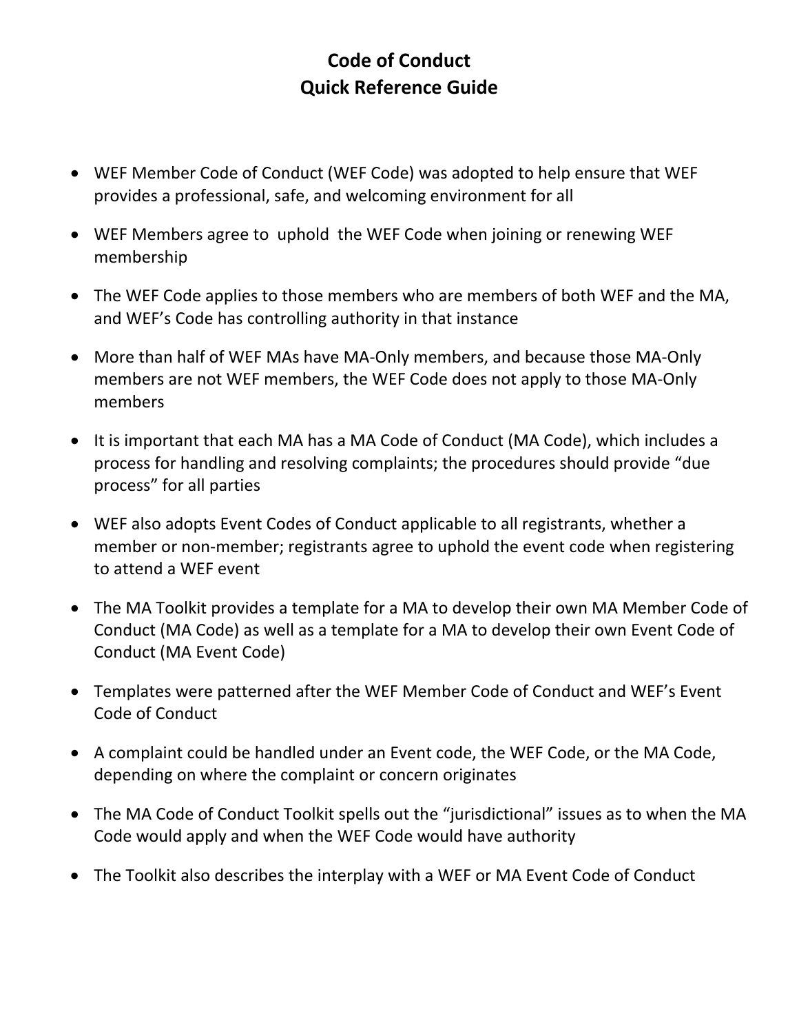# Code of Conduct
# Quick Reference Guide

- WEF Member Code of Conduct (WEF Code) was adopted to help ensure that WEF provides a professional, safe, and welcoming environment for all
- WEF Members agree to uphold the WEF Code when joining or renewing WEF membership
- The WEF Code applies to those members who are members of both WEF and the MA, and WEF's Code has controlling authority in that instance
- More than half of WEF MAs have MA-Only members, and because those MA-Only members are not WEF members, the WEF Code does not apply to those MA-Only members
- It is important that each MA has a MA Code of Conduct (MA Code), which includes a process for handling and resolving complaints; the procedures should provide "due process" for all parties
- WEF also adopts Event Codes of Conduct applicable to all registrants, whether a member or non-member; registrants agree to uphold the event code when registering to attend a WEF event
- The MA Toolkit provides a template for a MA to develop their own MA Member Code of Conduct (MA Code) as well as a template for a MA to develop their own Event Code of Conduct (MA Event Code)
- Templates were patterned after the WEF Member Code of Conduct and WEF's Event Code of Conduct
- A complaint could be handled under an Event code, the WEF Code, or the MA Code, depending on where the complaint or concern originates
- The MA Code of Conduct Toolkit spells out the "jurisdictional" issues as to when the MA Code would apply and when the WEF Code would have authority
- The Toolkit also describes the interplay with a WEF or MA Event Code of Conduct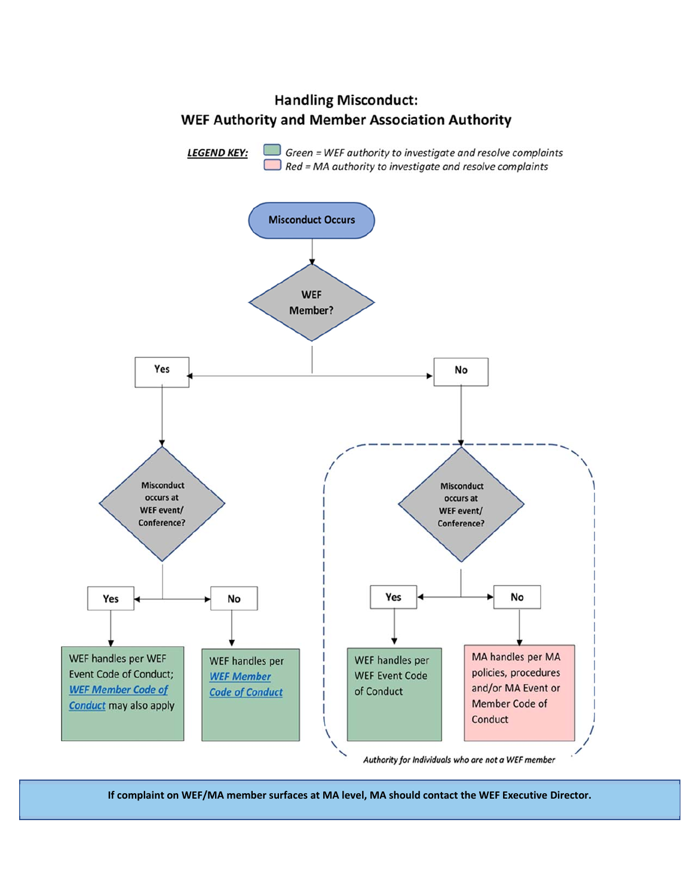# Handling Misconduct:
# WEF Authority and Member Association Authority

***LEGEND KEY:*** *Green = WEF authority to investigate and resolve complaints*
*Red = MA authority to investigate and resolve complaints*

Misconduct Occurs

WEF Member?

Yes

No

Misconduct occurs at WEF event/ Conference?

Yes

No

WEF handles per WEF Event Code of Conduct; WEF Member Code of Conduct may also apply

WEF handles per WEF Member Code of Conduct

Misconduct occurs at WEF event/ Conference?

Yes

No

WEF handles per WEF Event Code of Conduct

MA handles per MA policies, procedures and/or MA Event or Member Code of Conduct

*Authority for Individuals who are not a WEF member*

**If complaint on WEF/MA member surfaces at MA level, MA should contact the WEF Executive Director.**